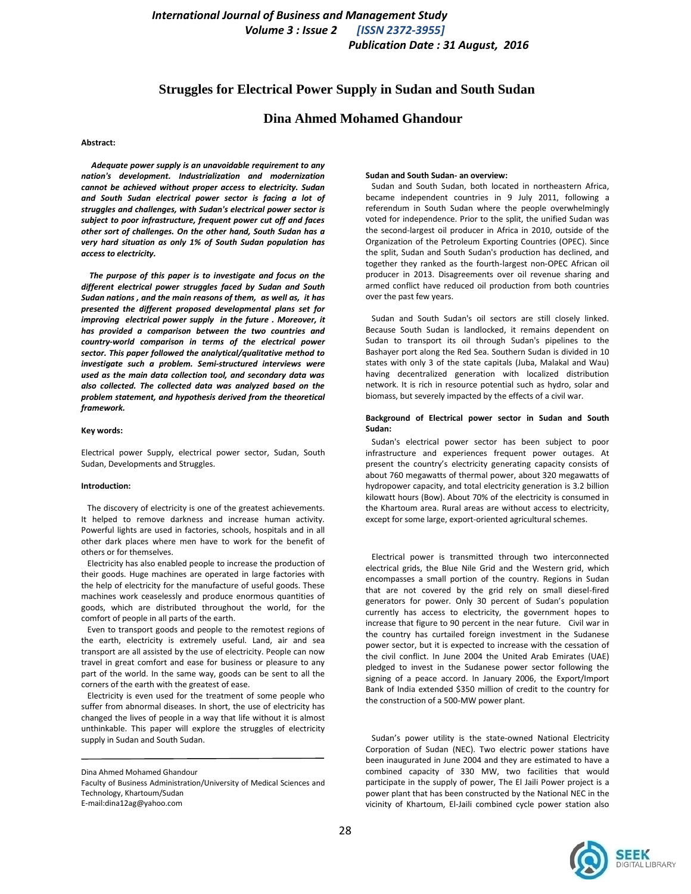# Struggles for Electrical Power Supply in Sudan and South Sudan

## Dina Ahmed Mohamed Ghandour

**Abstract:**

***Adequate power supply is an unavoidable requirement to any nation's development. Industrialization and modernization cannot be achieved without proper access to electricity. Sudan and South Sudan electrical power sector is facing a lot of struggles and challenges, with Sudan's electrical power sector is subject to poor infrastructure, frequent power cut off and faces other sort of challenges. On the other hand, South Sudan has a very hard situation as only 1% of South Sudan population has access to electricity.***

***The purpose of this paper is to investigate and focus on the different electrical power struggles faced by Sudan and South Sudan nations , and the main reasons of them, as well as, it has presented the different proposed developmental plans set for improving electrical power supply in the future . Moreover, it has provided a comparison between the two countries and country-world comparison in terms of the electrical power sector. This paper followed the analytical/qualitative method to investigate such a problem. Semi-structured interviews were used as the main data collection tool, and secondary data was also collected. The collected data was analyzed based on the problem statement, and hypothesis derived from the theoretical framework.***

**Key words:**

Electrical power Supply, electrical power sector, Sudan, South Sudan, Developments and Struggles.

**Introduction:**

The discovery of electricity is one of the greatest achievements. It helped to remove darkness and increase human activity. Powerful lights are used in factories, schools, hospitals and in all other dark places where men have to work for the benefit of others or for themselves.

Electricity has also enabled people to increase the production of their goods. Huge machines are operated in large factories with the help of electricity for the manufacture of useful goods. These machines work ceaselessly and produce enormous quantities of goods, which are distributed throughout the world, for the comfort of people in all parts of the earth.

Even to transport goods and people to the remotest regions of the earth, electricity is extremely useful. Land, air and sea transport are all assisted by the use of electricity. People can now travel in great comfort and ease for business or pleasure to any part of the world. In the same way, goods can be sent to all the corners of the earth with the greatest of ease.

Electricity is even used for the treatment of some people who suffer from abnormal diseases. In short, the use of electricity has changed the lives of people in a way that life without it is almost unthinkable. This paper will explore the struggles of electricity supply in Sudan and South Sudan.

---

Dina Ahmed Mohamed Ghandour

Faculty of Business Administration/University of Medical Sciences and Technology, Khartoum/Sudan

E-mail:dina12ag@yahoo.com

**Sudan and South Sudan- an overview:**

Sudan and South Sudan, both located in northeastern Africa, became independent countries in 9 July 2011, following a referendum in South Sudan where the people overwhelmingly voted for independence. Prior to the split, the unified Sudan was the second-largest oil producer in Africa in 2010, outside of the Organization of the Petroleum Exporting Countries (OPEC). Since the split, Sudan and South Sudan's production has declined, and together they ranked as the fourth-largest non-OPEC African oil producer in 2013. Disagreements over oil revenue sharing and armed conflict have reduced oil production from both countries over the past few years.

Sudan and South Sudan's oil sectors are still closely linked. Because South Sudan is landlocked, it remains dependent on Sudan to transport its oil through Sudan's pipelines to the Bashayer port along the Red Sea. Southern Sudan is divided in 10 states with only 3 of the state capitals (Juba, Malakal and Wau) having decentralized generation with localized distribution network. It is rich in resource potential such as hydro, solar and biomass, but severely impacted by the effects of a civil war.

**Background of Electrical power sector in Sudan and South Sudan:**

Sudan's electrical power sector has been subject to poor infrastructure and experiences frequent power outages. At present the country's electricity generating capacity consists of about 760 megawatts of thermal power, about 320 megawatts of hydropower capacity, and total electricity generation is 3.2 billion kilowatt hours (Bow). About 70% of the electricity is consumed in the Khartoum area. Rural areas are without access to electricity, except for some large, export-oriented agricultural schemes.

Electrical power is transmitted through two interconnected electrical grids, the Blue Nile Grid and the Western grid, which encompasses a small portion of the country. Regions in Sudan that are not covered by the grid rely on small diesel-fired generators for power. Only 30 percent of Sudan's population currently has access to electricity, the government hopes to increase that figure to 90 percent in the near future. Civil war in the country has curtailed foreign investment in the Sudanese power sector, but it is expected to increase with the cessation of the civil conflict. In June 2004 the United Arab Emirates (UAE) pledged to invest in the Sudanese power sector following the signing of a peace accord. In January 2006, the Export/Import Bank of India extended $350 million of credit to the country for the construction of a 500-MW power plant.

Sudan's power utility is the state-owned National Electricity Corporation of Sudan (NEC). Two electric power stations have been inaugurated in June 2004 and they are estimated to have a combined capacity of 330 MW, two facilities that would participate in the supply of power, The El Jaili Power project is a power plant that has been constructed by the National NEC in the vicinity of Khartoum, El-Jaili combined cycle power station also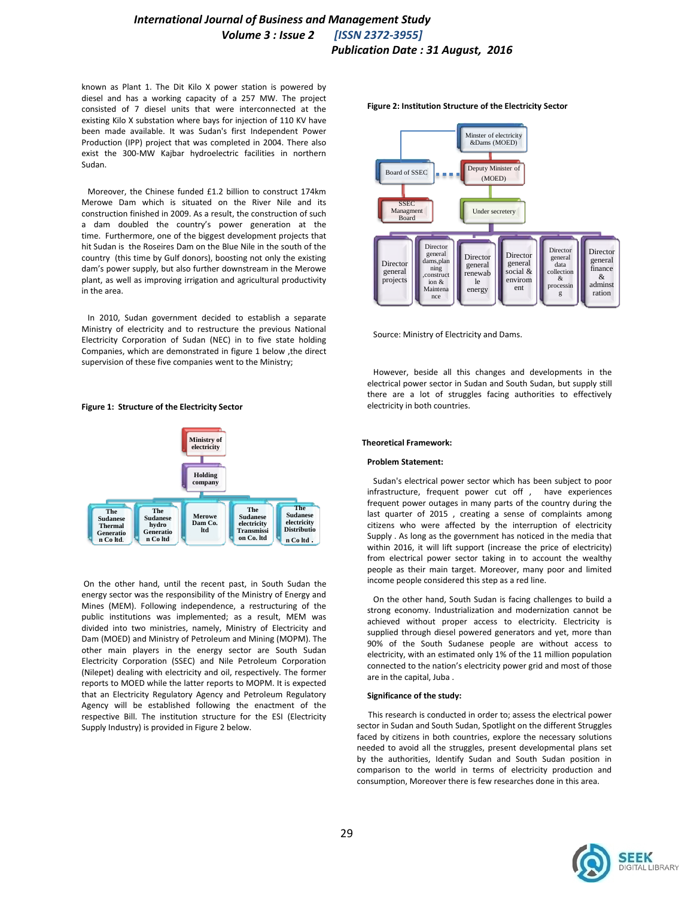known as Plant 1. The Dit Kilo X power station is powered by diesel and has a working capacity of a 257 MW. The project consisted of 7 diesel units that were interconnected at the existing Kilo X substation where bays for injection of 110 KV have been made available. It was Sudan's first Independent Power Production (IPP) project that was completed in 2004. There also exist the 300-MW Kajbar hydroelectric facilities in northern Sudan.

Moreover, the Chinese funded £1.2 billion to construct 174km Merowe Dam which is situated on the River Nile and its construction finished in 2009. As a result, the construction of such a dam doubled the country's power generation at the time. Furthermore, one of the biggest development projects that hit Sudan is the Roseires Dam on the Blue Nile in the south of the country (this time by Gulf donors), boosting not only the existing dam's power supply, but also further downstream in the Merowe plant, as well as improving irrigation and agricultural productivity in the area.

In 2010, Sudan government decided to establish a separate Ministry of electricity and to restructure the previous National Electricity Corporation of Sudan (NEC) in to five state holding Companies, which are demonstrated in figure 1 below ,the direct supervision of these five companies went to the Ministry;

**Figure 1: Structure of the Electricity Sector**

Ministry of electricity

Holding company

The Sudanese Thermal Generation Co ltd. | The Sudanese hydro Generation Co ltd | Merowe Dam Co. ltd | The Sudanese electricity Transmission Co. ltd | The Sudanese electricity Distribution Co ltd .

On the other hand, until the recent past, in South Sudan the energy sector was the responsibility of the Ministry of Energy and Mines (MEM). Following independence, a restructuring of the public institutions was implemented; as a result, MEM was divided into two ministries, namely, Ministry of Electricity and Dam (MOED) and Ministry of Petroleum and Mining (MOPM). The other main players in the energy sector are South Sudan Electricity Corporation (SSEC) and Nile Petroleum Corporation (Nilepet) dealing with electricity and oil, respectively. The former reports to MOED while the latter reports to MOPM. It is expected that an Electricity Regulatory Agency and Petroleum Regulatory Agency will be established following the enactment of the respective Bill. The institution structure for the ESI (Electricity Supply Industry) is provided in Figure 2 below.

**Figure 2: Institution Structure of the Electricity Sector**

Minster of electricity &Dams (MOED)

Board of SSEC | Deputy Minister of (MOED)

SSEC Managment Board | Under secretery

Director general projects | Director general dams,planning ,construction & Maintenance | Director general renewable energy | Director general social & environment | Director general data collection & processing | Director general finance & adminstration

Source: Ministry of Electricity and Dams.

However, beside all this changes and developments in the electrical power sector in Sudan and South Sudan, but supply still there are a lot of struggles facing authorities to effectively electricity in both countries.

## Theoretical Framework:

### Problem Statement:

Sudan's electrical power sector which has been subject to poor infrastructure, frequent power cut off , have experiences frequent power outages in many parts of the country during the last quarter of 2015 , creating a sense of complaints among citizens who were affected by the interruption of electricity Supply . As long as the government has noticed in the media that within 2016, it will lift support (increase the price of electricity) from electrical power sector taking in to account the wealthy people as their main target. Moreover, many poor and limited income people considered this step as a red line.

On the other hand, South Sudan is facing challenges to build a strong economy. Industrialization and modernization cannot be achieved without proper access to electricity. Electricity is supplied through diesel powered generators and yet, more than 90% of the South Sudanese people are without access to electricity, with an estimated only 1% of the 11 million population connected to the nation's electricity power grid and most of those are in the capital, Juba .

### Significance of the study:

This research is conducted in order to; assess the electrical power sector in Sudan and South Sudan, Spotlight on the different Struggles faced by citizens in both countries, explore the necessary solutions needed to avoid all the struggles, present developmental plans set by the authorities, Identify Sudan and South Sudan position in comparison to the world in terms of electricity production and consumption, Moreover there is few researches done in this area.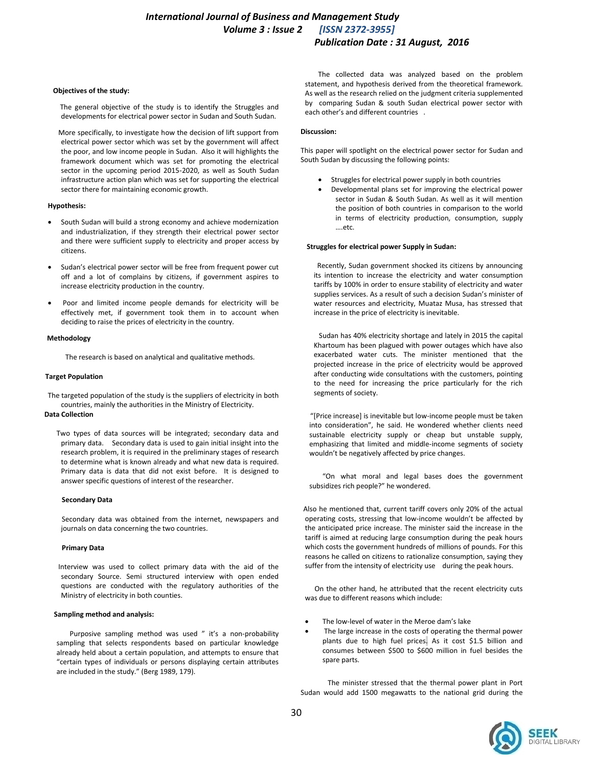**Objectives of the study:**

The general objective of the study is to identify the Struggles and developments for electrical power sector in Sudan and South Sudan.

More specifically, to investigate how the decision of lift support from electrical power sector which was set by the government will affect the poor, and low income people in Sudan. Also it will highlights the framework document which was set for promoting the electrical sector in the upcoming period 2015-2020, as well as South Sudan infrastructure action plan which was set for supporting the electrical sector there for maintaining economic growth.

**Hypothesis:**

- South Sudan will build a strong economy and achieve modernization and industrialization, if they strength their electrical power sector and there were sufficient supply to electricity and proper access by citizens.
- Sudan's electrical power sector will be free from frequent power cut off and a lot of complains by citizens, if government aspires to increase electricity production in the country.
- Poor and limited income people demands for electricity will be effectively met, if government took them in to account when deciding to raise the prices of electricity in the country.

**Methodology**

The research is based on analytical and qualitative methods.

**Target Population**

The targeted population of the study is the suppliers of electricity in both countries, mainly the authorities in the Ministry of Electricity.

**Data Collection**

Two types of data sources will be integrated; secondary data and primary data. Secondary data is used to gain initial insight into the research problem, it is required in the preliminary stages of research to determine what is known already and what new data is required. Primary data is data that did not exist before. It is designed to answer specific questions of interest of the researcher.

**Secondary Data**

Secondary data was obtained from the internet, newspapers and journals on data concerning the two countries.

**Primary Data**

Interview was used to collect primary data with the aid of the secondary Source. Semi structured interview with open ended questions are conducted with the regulatory authorities of the Ministry of electricity in both counties.

**Sampling method and analysis:**

Purposive sampling method was used " it's a non-probability sampling that selects respondents based on particular knowledge already held about a certain population, and attempts to ensure that "certain types of individuals or persons displaying certain attributes are included in the study." (Berg 1989, 179).

The collected data was analyzed based on the problem statement, and hypothesis derived from the theoretical framework. As well as the research relied on the judgment criteria supplemented by comparing Sudan & south Sudan electrical power sector with each other's and different countries .

**Discussion:**

This paper will spotlight on the electrical power sector for Sudan and South Sudan by discussing the following points:

- Struggles for electrical power supply in both countries
- Developmental plans set for improving the electrical power sector in Sudan & South Sudan. As well as it will mention the position of both countries in comparison to the world in terms of electricity production, consumption, supply ….etc.

**Struggles for electrical power Supply in Sudan:**

Recently, Sudan government shocked its citizens by announcing its intention to increase the electricity and water consumption tariffs by 100% in order to ensure stability of electricity and water supplies services. As a result of such a decision Sudan's minister of water resources and electricity, Muataz Musa, has stressed that increase in the price of electricity is inevitable.

Sudan has 40% electricity shortage and lately in 2015 the capital Khartoum has been plagued with power outages which have also exacerbated water cuts. The minister mentioned that the projected increase in the price of electricity would be approved after conducting wide consultations with the customers, pointing to the need for increasing the price particularly for the rich segments of society.

"[Price increase] is inevitable but low-income people must be taken into consideration", he said. He wondered whether clients need sustainable electricity supply or cheap but unstable supply, emphasizing that limited and middle-income segments of society wouldn't be negatively affected by price changes.

"On what moral and legal bases does the government subsidizes rich people?" he wondered.

Also he mentioned that, current tariff covers only 20% of the actual operating costs, stressing that low-income wouldn't be affected by the anticipated price increase. The minister said the increase in the tariff is aimed at reducing large consumption during the peak hours which costs the government hundreds of millions of pounds. For this reasons he called on citizens to rationalize consumption, saying they suffer from the intensity of electricity use during the peak hours.

On the other hand, he attributed that the recent electricity cuts was due to different reasons which include:

- The low-level of water in the Meroe dam's lake
- The large increase in the costs of operating the thermal power plants due to high fuel prices. As it cost $1.5 billion and consumes between $500 to $600 million in fuel besides the spare parts.

The minister stressed that the thermal power plant in Port Sudan would add 1500 megawatts to the national grid during the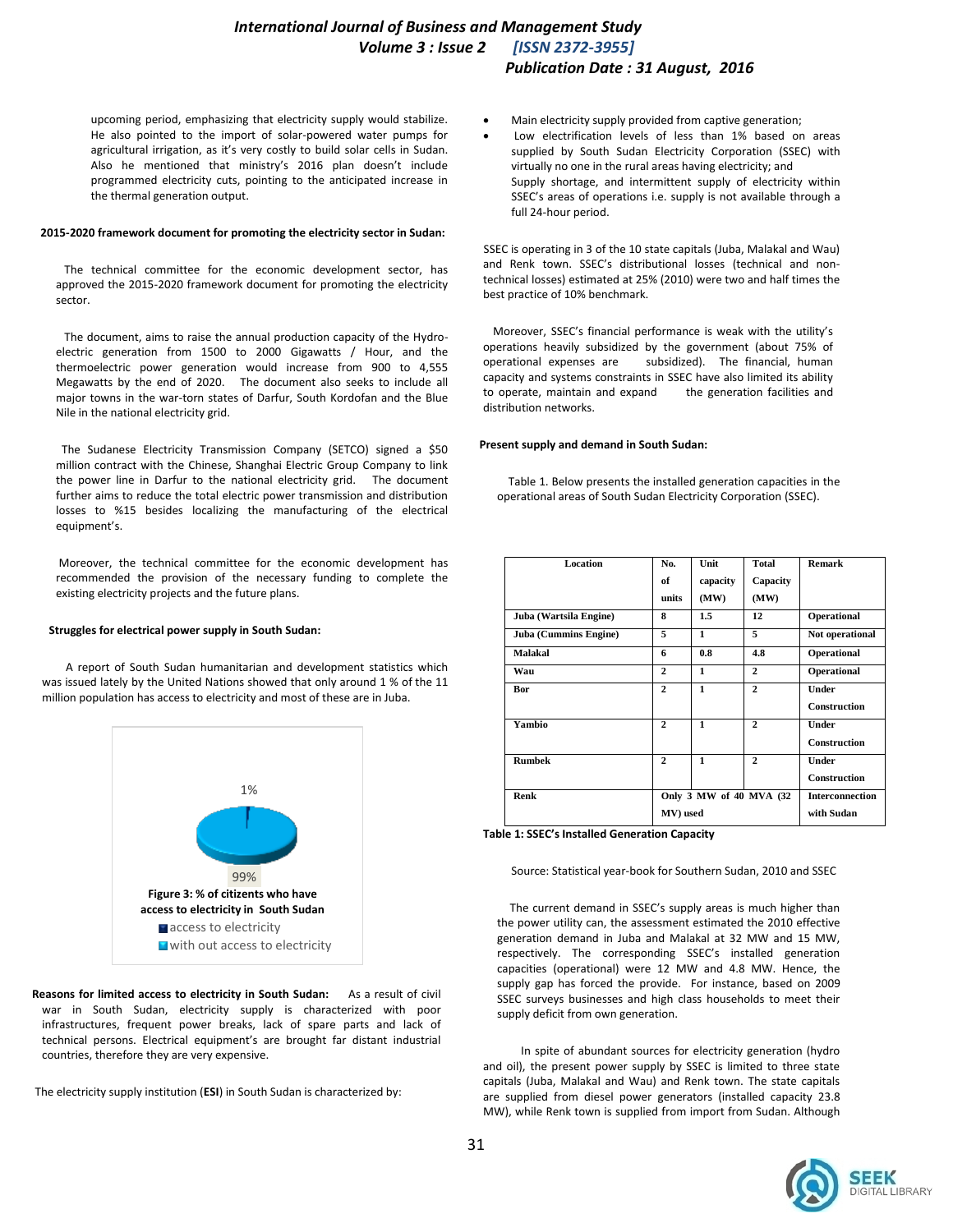upcoming period, emphasizing that electricity supply would stabilize. He also pointed to the import of solar-powered water pumps for agricultural irrigation, as it's very costly to build solar cells in Sudan. Also he mentioned that ministry's 2016 plan doesn't include programmed electricity cuts, pointing to the anticipated increase in the thermal generation output.

**2015-2020 framework document for promoting the electricity sector in Sudan:**

The technical committee for the economic development sector, has approved the 2015-2020 framework document for promoting the electricity sector.

The document, aims to raise the annual production capacity of the Hydro-electric generation from 1500 to 2000 Gigawatts / Hour, and the thermoelectric power generation would increase from 900 to 4,555 Megawatts by the end of 2020. The document also seeks to include all major towns in the war-torn states of Darfur, South Kordofan and the Blue Nile in the national electricity grid.

The Sudanese Electricity Transmission Company (SETCO) signed a $50 million contract with the Chinese, Shanghai Electric Group Company to link the power line in Darfur to the national electricity grid. The document further aims to reduce the total electric power transmission and distribution losses to %15 besides localizing the manufacturing of the electrical equipment's.

Moreover, the technical committee for the economic development has recommended the provision of the necessary funding to complete the existing electricity projects and the future plans.

**Struggles for electrical power supply in South Sudan:**

A report of South Sudan humanitarian and development statistics which was issued lately by the United Nations showed that only around 1 % of the 11 million population has access to electricity and most of these are in Juba.

**Figure 3: % of citizents who have access to electricity in South Sudan**

**Reasons for limited access to electricity in South Sudan:** As a result of civil war in South Sudan, electricity supply is characterized with poor infrastructures, frequent power breaks, lack of spare parts and lack of technical persons. Electrical equipment's are brought far distant industrial countries, therefore they are very expensive.

The electricity supply institution (**ESI**) in South Sudan is characterized by:

- Main electricity supply provided from captive generation;
- Low electrification levels of less than 1% based on areas supplied by South Sudan Electricity Corporation (SSEC) with virtually no one in the rural areas having electricity; and Supply shortage, and intermittent supply of electricity within SSEC's areas of operations i.e. supply is not available through a full 24-hour period.

SSEC is operating in 3 of the 10 state capitals (Juba, Malakal and Wau) and Renk town. SSEC's distributional losses (technical and non-technical losses) estimated at 25% (2010) were two and half times the best practice of 10% benchmark.

Moreover, SSEC's financial performance is weak with the utility's operations heavily subsidized by the government (about 75% of operational expenses are subsidized). The financial, human capacity and systems constraints in SSEC have also limited its ability to operate, maintain and expand the generation facilities and distribution networks.

**Present supply and demand in South Sudan:**

Table 1. Below presents the installed generation capacities in the operational areas of South Sudan Electricity Corporation (SSEC).

| Location | No. of units | Unit capacity (MW) | Total Capacity (MW) | Remark |
|---|---|---|---|---|
| Juba (Wartsila Engine) | 8 | 1.5 | 12 | Operational |
| Juba (Cummins Engine) | 5 | 1 | 5 | Not operational |
| Malakal | 6 | 0.8 | 4.8 | Operational |
| Wau | 2 | 1 | 2 | Operational |
| Bor | 2 | 1 | 2 | Under Construction |
| Yambio | 2 | 1 | 2 | Under Construction |
| Rumbek | 2 | 1 | 2 | Under Construction |
| Renk | Only 3 MW of 40 MVA (32 MV) used | | | Interconnection with Sudan |

**Table 1: SSEC's Installed Generation Capacity**

Source: Statistical year-book for Southern Sudan, 2010 and SSEC

The current demand in SSEC's supply areas is much higher than the power utility can, the assessment estimated the 2010 effective generation demand in Juba and Malakal at 32 MW and 15 MW, respectively. The corresponding SSEC's installed generation capacities (operational) were 12 MW and 4.8 MW. Hence, the supply gap has forced the provide. For instance, based on 2009 SSEC surveys businesses and high class households to meet their supply deficit from own generation.

In spite of abundant sources for electricity generation (hydro and oil), the present power supply by SSEC is limited to three state capitals (Juba, Malakal and Wau) and Renk town. The state capitals are supplied from diesel power generators (installed capacity 23.8 MW), while Renk town is supplied from import from Sudan. Although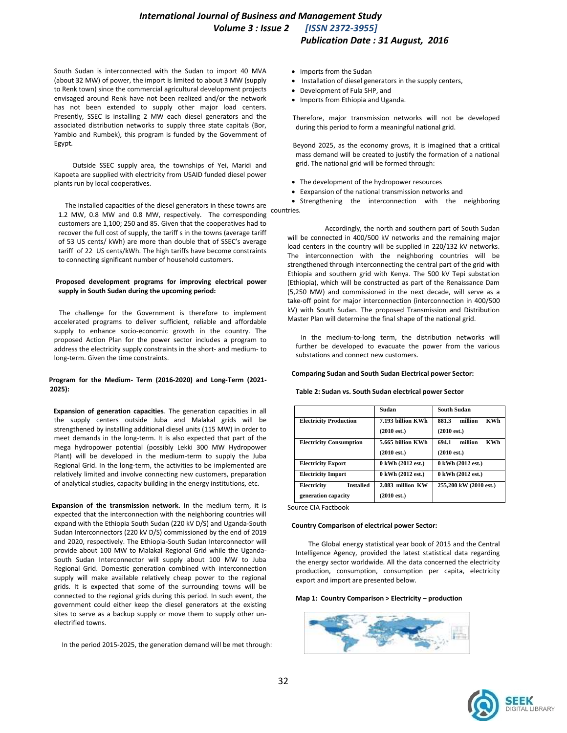South Sudan is interconnected with the Sudan to import 40 MVA (about 32 MW) of power, the import is limited to about 3 MW (supply to Renk town) since the commercial agricultural development projects envisaged around Renk have not been realized and/or the network has not been extended to supply other major load centers. Presently, SSEC is installing 2 MW each diesel generators and the associated distribution networks to supply three state capitals (Bor, Yambio and Rumbek), this program is funded by the Government of Egypt.

Outside SSEC supply area, the townships of Yei, Maridi and Kapoeta are supplied with electricity from USAID funded diesel power plants run by local cooperatives.

The installed capacities of the diesel generators in these towns are 1.2 MW, 0.8 MW and 0.8 MW, respectively. The corresponding customers are 1,100; 250 and 85. Given that the cooperatives had to recover the full cost of supply, the tariff s in the towns (average tariff of 53 US cents/ kWh) are more than double that of SSEC's average tariff of 22 US cents/kWh. The high tariffs have become constraints to connecting significant number of household customers.

**Proposed development programs for improving electrical power supply in South Sudan during the upcoming period:**

The challenge for the Government is therefore to implement accelerated programs to deliver sufficient, reliable and affordable supply to enhance socio-economic growth in the country. The proposed Action Plan for the power sector includes a program to address the electricity supply constraints in the short- and medium- to long-term. Given the time constraints.

**Program for the Medium- Term (2016-2020) and Long-Term (2021-2025):**

**Expansion of generation capacities**. The generation capacities in all the supply centers outside Juba and Malakal grids will be strengthened by installing additional diesel units (115 MW) in order to meet demands in the long-term. It is also expected that part of the mega hydropower potential (possibly Lekki 300 MW Hydropower Plant) will be developed in the medium-term to supply the Juba Regional Grid. In the long-term, the activities to be implemented are relatively limited and involve connecting new customers, preparation of analytical studies, capacity building in the energy institutions, etc.

**Expansion of the transmission network**. In the medium term, it is expected that the interconnection with the neighboring countries will expand with the Ethiopia South Sudan (220 kV D/S) and Uganda-South Sudan Interconnectors (220 kV D/S) commissioned by the end of 2019 and 2020, respectively. The Ethiopia-South Sudan Interconnector will provide about 100 MW to Malakal Regional Grid while the Uganda-South Sudan Interconnector will supply about 100 MW to Juba Regional Grid. Domestic generation combined with interconnection supply will make available relatively cheap power to the regional grids. It is expected that some of the surrounding towns will be connected to the regional grids during this period. In such event, the government could either keep the diesel generators at the existing sites to serve as a backup supply or move them to supply other un-electrified towns.

In the period 2015-2025, the generation demand will be met through:

- Imports from the Sudan
- Installation of diesel generators in the supply centers,
- Development of Fula SHP, and
- Imports from Ethiopia and Uganda.

Therefore, major transmission networks will not be developed during this period to form a meaningful national grid.

Beyond 2025, as the economy grows, it is imagined that a critical mass demand will be created to justify the formation of a national grid. The national grid will be formed through:

- The development of the hydropower resources
- Eexpansion of the national transmission networks and
- Strengthening the interconnection with the neighboring countries.

Accordingly, the north and southern part of South Sudan will be connected in 400/500 kV networks and the remaining major load centers in the country will be supplied in 220/132 kV networks. The interconnection with the neighboring countries will be strengthened through interconnecting the central part of the grid with Ethiopia and southern grid with Kenya. The 500 kV Tepi substation (Ethiopia), which will be constructed as part of the Renaissance Dam (5,250 MW) and commissioned in the next decade, will serve as a take-off point for major interconnection (interconnection in 400/500 kV) with South Sudan. The proposed Transmission and Distribution Master Plan will determine the final shape of the national grid.

In the medium-to-long term, the distribution networks will further be developed to evacuate the power from the various substations and connect new customers.

**Comparing Sudan and South Sudan Electrical power Sector:**

**Table 2: Sudan vs. South Sudan electrical power Sector**

| | Sudan | South Sudan |
|---|---|---|
| **Electricity Production** | **7.193 billion KWh (2010 est.)** | **881.3 million KWh (2010 est.)** |
| **Electricity Consumption** | **5.665 billion KWh (2010 est.)** | **694.1 million KWh (2010 est.)** |
| **Electricity Export** | **0 kWh (2012 est.)** | **0 kWh (2012 est.)** |
| **Electricity Import** | **0 kWh (2012 est.)** | **0 kWh (2012 est.)** |
| **Electricity Installed generation capacity** | **2.083 million KW (2010 est.)** | **255,200 kW (2010 est.)** |

Source CIA Factbook

**Country Comparison of electrical power Sector:**

The Global energy statistical year book of 2015 and the Central Intelligence Agency, provided the latest statistical data regarding the energy sector worldwide. All the data concerned the electricity production, consumption, consumption per capita, electricity export and import are presented below.

**Map 1: Country Comparison > Electricity – production**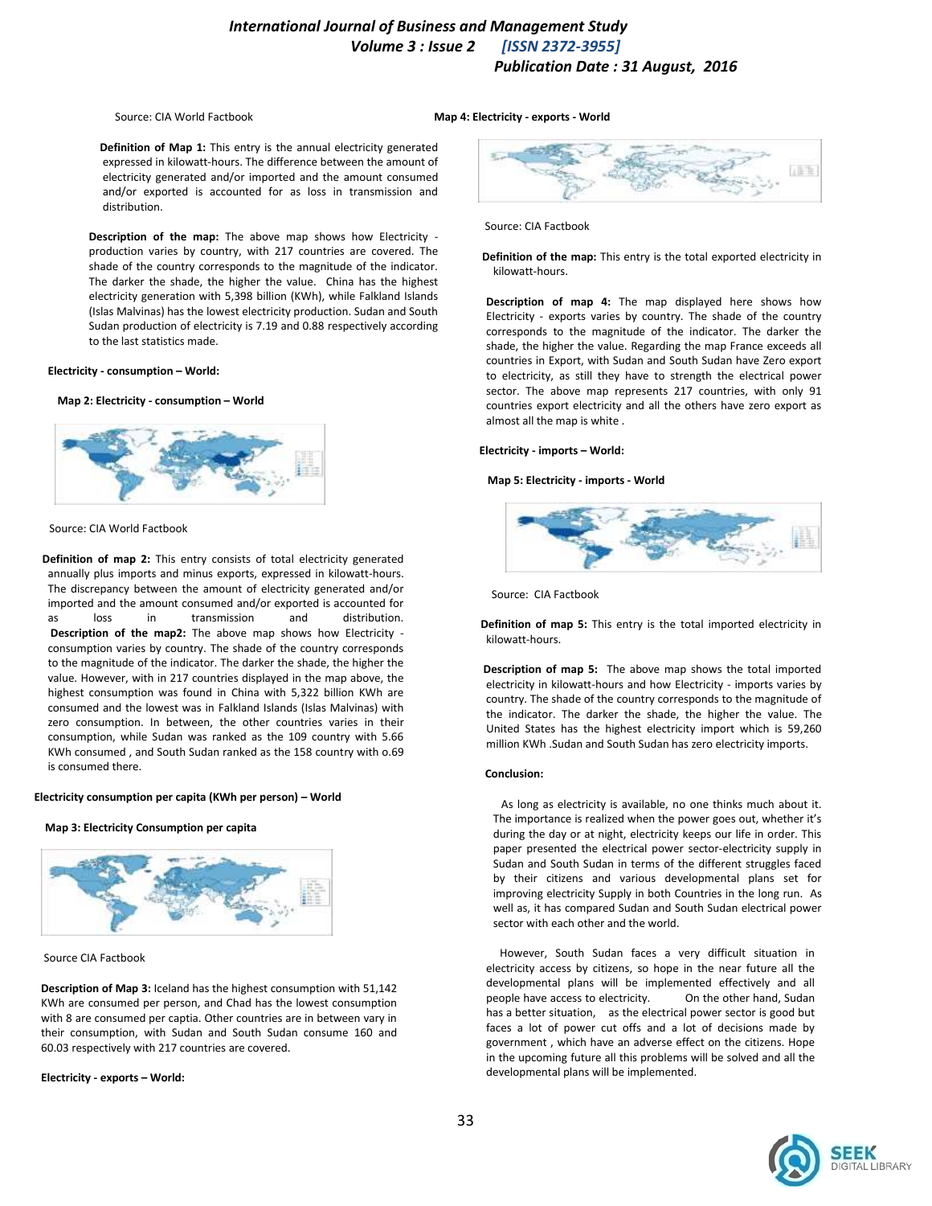Source: CIA World Factbook

**Definition of Map 1:** This entry is the annual electricity generated expressed in kilowatt-hours. The difference between the amount of electricity generated and/or imported and the amount consumed and/or exported is accounted for as loss in transmission and distribution.

**Description of the map:** The above map shows how Electricity - production varies by country, with 217 countries are covered. The shade of the country corresponds to the magnitude of the indicator. The darker the shade, the higher the value. China has the highest electricity generation with 5,398 billion (KWh), while Falkland Islands (Islas Malvinas) has the lowest electricity production. Sudan and South Sudan production of electricity is 7.19 and 0.88 respectively according to the last statistics made.

**Electricity - consumption – World:**

**Map 2: Electricity - consumption – World**

Source: CIA World Factbook

**Definition of map 2:** This entry consists of total electricity generated annually plus imports and minus exports, expressed in kilowatt-hours. The discrepancy between the amount of electricity generated and/or imported and the amount consumed and/or exported is accounted for as loss in transmission and distribution.

**Description of the map2:** The above map shows how Electricity - consumption varies by country. The shade of the country corresponds to the magnitude of the indicator. The darker the shade, the higher the value. However, with in 217 countries displayed in the map above, the highest consumption was found in China with 5,322 billion KWh are consumed and the lowest was in Falkland Islands (Islas Malvinas) with zero consumption. In between, the other countries varies in their consumption, while Sudan was ranked as the 109 country with 5.66 KWh consumed , and South Sudan ranked as the 158 country with o.69 is consumed there.

**Electricity consumption per capita (KWh per person) – World**

**Map 3: Electricity Consumption per capita**

Source CIA Factbook

**Description of Map 3:** Iceland has the highest consumption with 51,142 KWh are consumed per person, and Chad has the lowest consumption with 8 are consumed per captia. Other countries are in between vary in their consumption, with Sudan and South Sudan consume 160 and 60.03 respectively with 217 countries are covered.

**Electricity - exports – World:**

**Map 4: Electricity - exports - World**

Source: CIA Factbook

**Definition of the map:** This entry is the total exported electricity in kilowatt-hours.

**Description of map 4:** The map displayed here shows how Electricity - exports varies by country. The shade of the country corresponds to the magnitude of the indicator. The darker the shade, the higher the value. Regarding the map France exceeds all countries in Export, with Sudan and South Sudan have Zero export to electricity, as still they have to strength the electrical power sector. The above map represents 217 countries, with only 91 countries export electricity and all the others have zero export as almost all the map is white .

**Electricity - imports – World:**

**Map 5: Electricity - imports - World**

Source: CIA Factbook

**Definition of map 5:** This entry is the total imported electricity in kilowatt-hours.

**Description of map 5:** The above map shows the total imported electricity in kilowatt-hours and how Electricity - imports varies by country. The shade of the country corresponds to the magnitude of the indicator. The darker the shade, the higher the value. The United States has the highest electricity import which is 59,260 million KWh .Sudan and South Sudan has zero electricity imports.

**Conclusion:**

As long as electricity is available, no one thinks much about it. The importance is realized when the power goes out, whether it's during the day or at night, electricity keeps our life in order. This paper presented the electrical power sector-electricity supply in Sudan and South Sudan in terms of the different struggles faced by their citizens and various developmental plans set for improving electricity Supply in both Countries in the long run. As well as, it has compared Sudan and South Sudan electrical power sector with each other and the world.

However, South Sudan faces a very difficult situation in electricity access by citizens, so hope in the near future all the developmental plans will be implemented effectively and all people have access to electricity. On the other hand, Sudan has a better situation, as the electrical power sector is good but faces a lot of power cut offs and a lot of decisions made by government , which have an adverse effect on the citizens. Hope in the upcoming future all this problems will be solved and all the developmental plans will be implemented.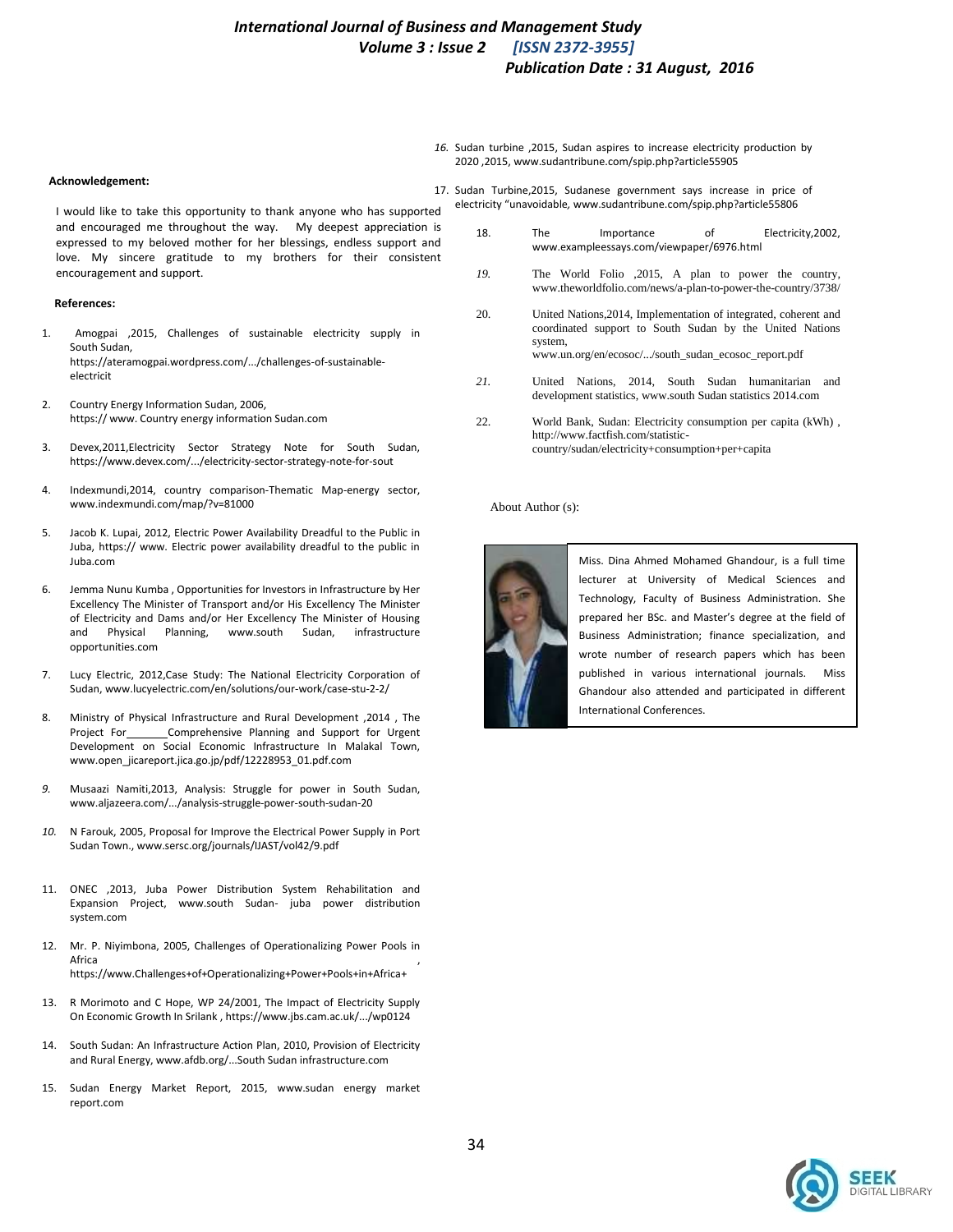**Acknowledgement:**

I would like to take this opportunity to thank anyone who has supported and encouraged me throughout the way. My deepest appreciation is expressed to my beloved mother for her blessings, endless support and love. My sincere gratitude to my brothers for their consistent encouragement and support.

**References:**

1. Amogpai ,2015, Challenges of sustainable electricity supply in South Sudan, https://ateramogpai.wordpress.com/.../challenges-of-sustainable-electricit

2. Country Energy Information Sudan, 2006, https:// www. Country energy information Sudan.com

3. Devex,2011,Electricity Sector Strategy Note for South Sudan, https://www.devex.com/.../electricity-sector-strategy-note-for-sout

4. Indexmundi,2014, country comparison-Thematic Map-energy sector, www.indexmundi.com/map/?v=81000

5. Jacob K. Lupai, 2012, Electric Power Availability Dreadful to the Public in Juba, https:// www. Electric power availability dreadful to the public in Juba.com

6. Jemma Nunu Kumba , Opportunities for Investors in Infrastructure by Her Excellency The Minister of Transport and/or His Excellency The Minister of Electricity and Dams and/or Her Excellency The Minister of Housing and Physical Planning, www.south Sudan, infrastructure opportunities.com

7. Lucy Electric, 2012,Case Study: The National Electricity Corporation of Sudan, www.lucyelectric.com/en/solutions/our-work/case-stu-2-2/

8. Ministry of Physical Infrastructure and Rural Development ,2014 , The Project For_______Comprehensive Planning and Support for Urgent Development on Social Economic Infrastructure In Malakal Town, www.open_jicareport.jica.go.jp/pdf/12228953_01.pdf.com

9. Musaazi Namiti,2013, Analysis: Struggle for power in South Sudan, www.aljazeera.com/.../analysis-struggle-power-south-sudan-20

10. N Farouk, 2005, Proposal for Improve the Electrical Power Supply in Port Sudan Town., www.sersc.org/journals/IJAST/vol42/9.pdf

11. ONEC ,2013, Juba Power Distribution System Rehabilitation and Expansion Project, www.south Sudan- juba power distribution system.com

12. Mr. P. Niyimbona, 2005, Challenges of Operationalizing Power Pools in Africa , https://www.Challenges+of+Operationalizing+Power+Pools+in+Africa+

13. R Morimoto and C Hope, WP 24/2001, The Impact of Electricity Supply On Economic Growth In Srilank , https://www.jbs.cam.ac.uk/.../wp0124

14. South Sudan: An Infrastructure Action Plan, 2010, Provision of Electricity and Rural Energy, www.afdb.org/...South Sudan infrastructure.com

15. Sudan Energy Market Report, 2015, www.sudan energy market report.com

16. Sudan turbine ,2015, Sudan aspires to increase electricity production by 2020 ,2015, www.sudantribune.com/spip.php?article55905

17. Sudan Turbine,2015, Sudanese government says increase in price of electricity "unavoidable, www.sudantribune.com/spip.php?article55806

18. The Importance of Electricity,2002, www.exampleessays.com/viewpaper/6976.html

19. The World Folio ,2015, A plan to power the country, www.theworldfolio.com/news/a-plan-to-power-the-country/3738/

20. United Nations,2014, Implementation of integrated, coherent and coordinated support to South Sudan by the United Nations system, www.un.org/en/ecosoc/.../south_sudan_ecosoc_report.pdf

21. United Nations, 2014, South Sudan humanitarian and development statistics, www.south Sudan statistics 2014.com

22. World Bank, Sudan: Electricity consumption per capita (kWh) , http://www.factfish.com/statistic-country/sudan/electricity+consumption+per+capita

About Author (s):

Miss. Dina Ahmed Mohamed Ghandour, is a full time lecturer at University of Medical Sciences and Technology, Faculty of Business Administration. She prepared her BSc. and Master's degree at the field of Business Administration; finance specialization, and wrote number of research papers which has been published in various international journals. Miss Ghandour also attended and participated in different International Conferences.